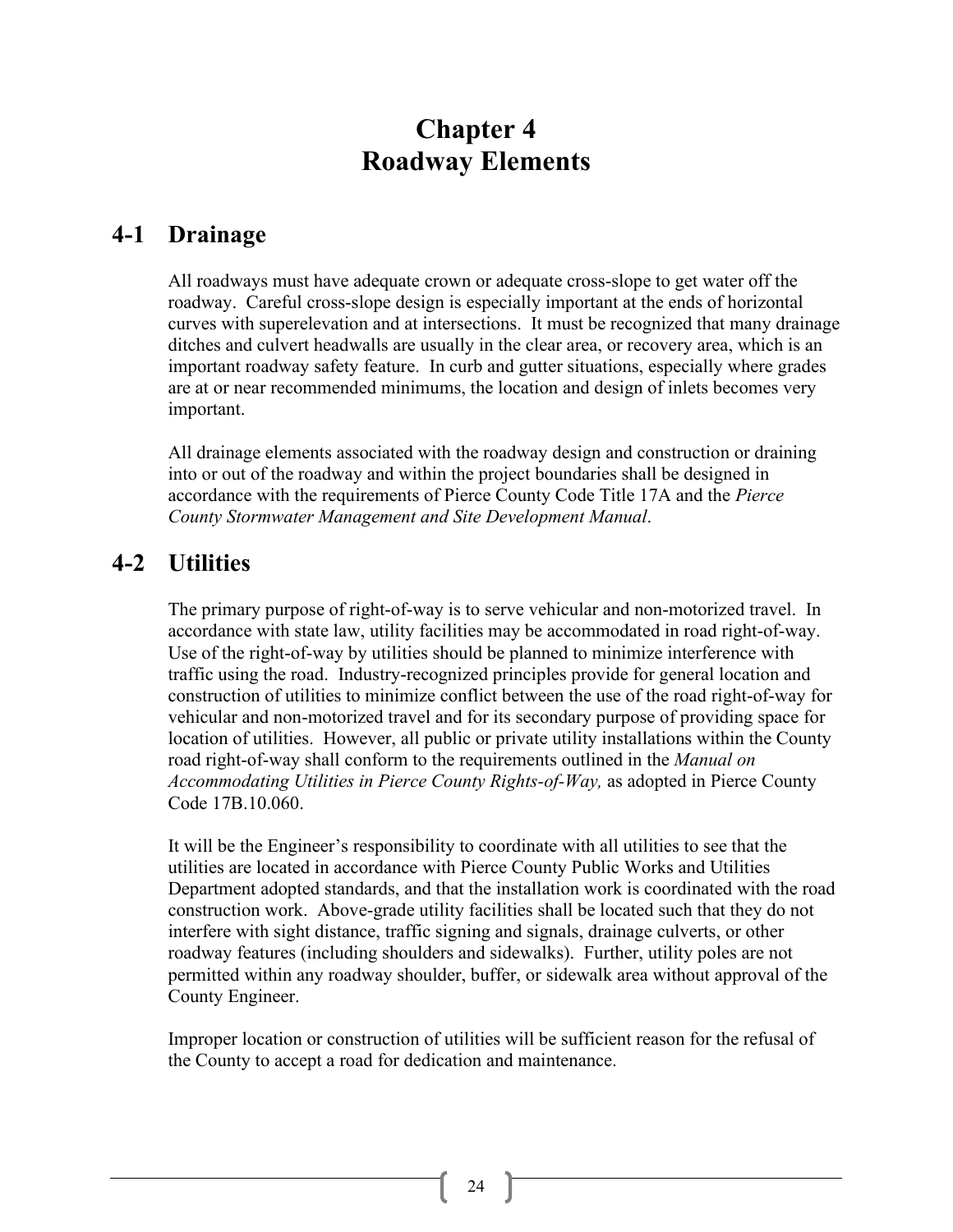# Chapter 4
# Roadway Elements

## 4-1 Drainage

All roadways must have adequate crown or adequate cross-slope to get water off the roadway. Careful cross-slope design is especially important at the ends of horizontal curves with superelevation and at intersections. It must be recognized that many drainage ditches and culvert headwalls are usually in the clear area, or recovery area, which is an important roadway safety feature. In curb and gutter situations, especially where grades are at or near recommended minimums, the location and design of inlets becomes very important.

All drainage elements associated with the roadway design and construction or draining into or out of the roadway and within the project boundaries shall be designed in accordance with the requirements of Pierce County Code Title 17A and the *Pierce County Stormwater Management and Site Development Manual*.

## 4-2 Utilities

The primary purpose of right-of-way is to serve vehicular and non-motorized travel. In accordance with state law, utility facilities may be accommodated in road right-of-way. Use of the right-of-way by utilities should be planned to minimize interference with traffic using the road. Industry-recognized principles provide for general location and construction of utilities to minimize conflict between the use of the road right-of-way for vehicular and non-motorized travel and for its secondary purpose of providing space for location of utilities. However, all public or private utility installations within the County road right-of-way shall conform to the requirements outlined in the *Manual on Accommodating Utilities in Pierce County Rights-of-Way,* as adopted in Pierce County Code 17B.10.060.

It will be the Engineer's responsibility to coordinate with all utilities to see that the utilities are located in accordance with Pierce County Public Works and Utilities Department adopted standards, and that the installation work is coordinated with the road construction work. Above-grade utility facilities shall be located such that they do not interfere with sight distance, traffic signing and signals, drainage culverts, or other roadway features (including shoulders and sidewalks). Further, utility poles are not permitted within any roadway shoulder, buffer, or sidewalk area without approval of the County Engineer.

Improper location or construction of utilities will be sufficient reason for the refusal of the County to accept a road for dedication and maintenance.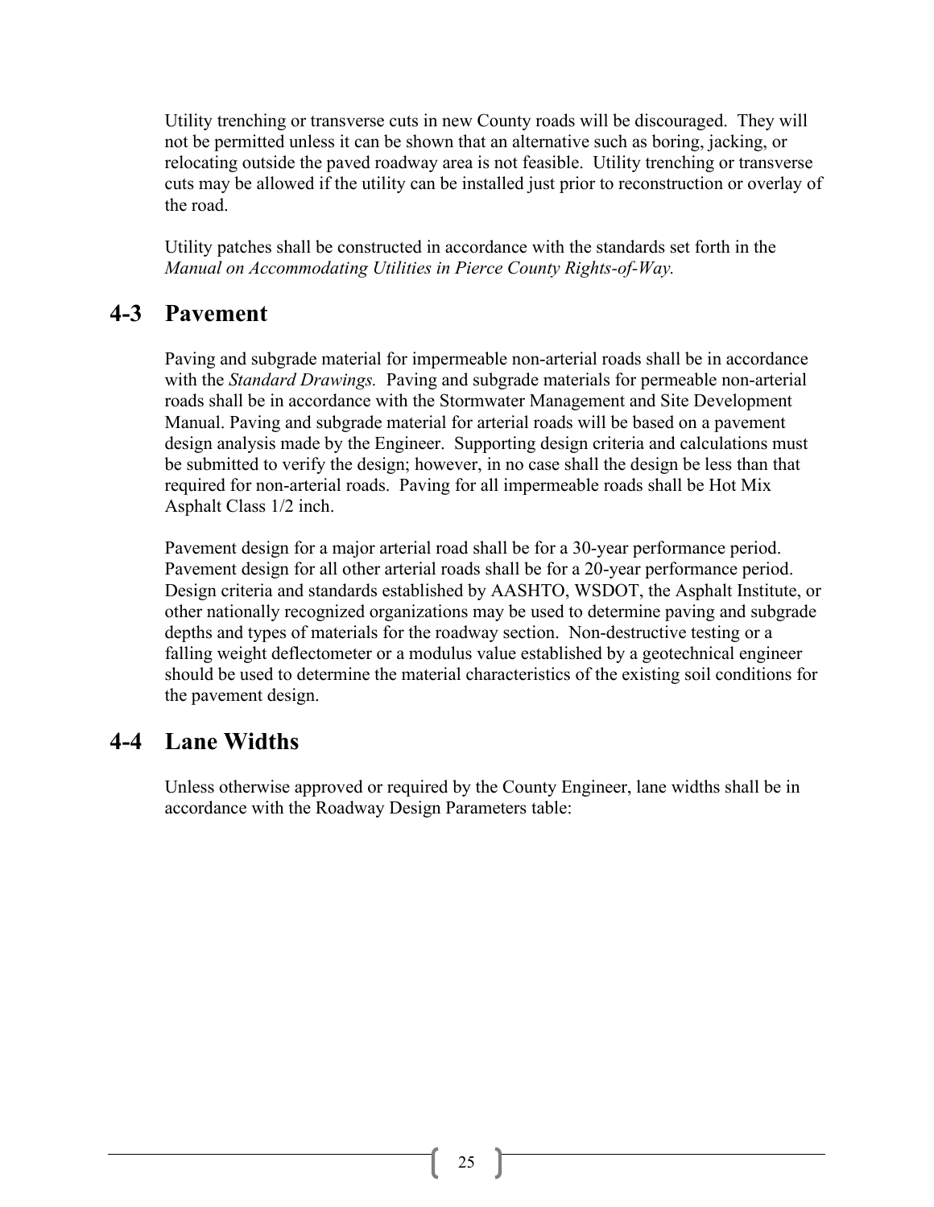Utility trenching or transverse cuts in new County roads will be discouraged. They will not be permitted unless it can be shown that an alternative such as boring, jacking, or relocating outside the paved roadway area is not feasible. Utility trenching or transverse cuts may be allowed if the utility can be installed just prior to reconstruction or overlay of the road.

Utility patches shall be constructed in accordance with the standards set forth in the *Manual on Accommodating Utilities in Pierce County Rights-of-Way.*

## 4-3 Pavement

Paving and subgrade material for impermeable non-arterial roads shall be in accordance with the *Standard Drawings.* Paving and subgrade materials for permeable non-arterial roads shall be in accordance with the Stormwater Management and Site Development Manual. Paving and subgrade material for arterial roads will be based on a pavement design analysis made by the Engineer. Supporting design criteria and calculations must be submitted to verify the design; however, in no case shall the design be less than that required for non-arterial roads. Paving for all impermeable roads shall be Hot Mix Asphalt Class 1/2 inch.

Pavement design for a major arterial road shall be for a 30-year performance period. Pavement design for all other arterial roads shall be for a 20-year performance period. Design criteria and standards established by AASHTO, WSDOT, the Asphalt Institute, or other nationally recognized organizations may be used to determine paving and subgrade depths and types of materials for the roadway section. Non-destructive testing or a falling weight deflectometer or a modulus value established by a geotechnical engineer should be used to determine the material characteristics of the existing soil conditions for the pavement design.

## 4-4 Lane Widths

Unless otherwise approved or required by the County Engineer, lane widths shall be in accordance with the Roadway Design Parameters table: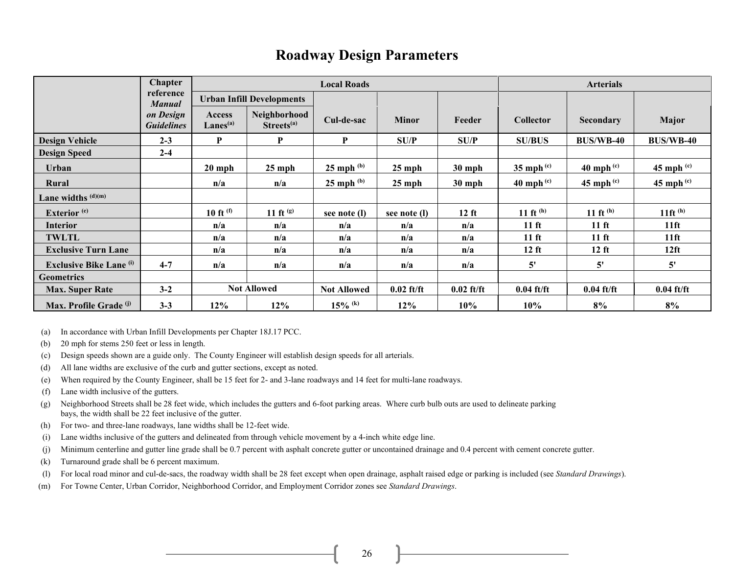# Roadway Design Parameters

| | Chapter reference *Manual on Design Guidelines* | Local Roads | | | | | Arterials | | |
|---|---|---|---|---|---|---|---|---|---|
| | | Urban Infill Developments | | | | | | | |
| | | Access Lanes[(a)] | Neighborhood Streets[(a)] | Cul-de-sac | Minor | Feeder | Collector | Secondary | Major |
| **Design Vehicle** | 2-3 | P | P | P | SU/P | SU/P | SU/BUS | BUS/WB-40 | BUS/WB-40 |
| **Design Speed** | 2-4 | | | | | | | | |
| Urban | | 20 mph | 25 mph | 25 mph [(b)] | 25 mph | 30 mph | 35 mph [(c)] | 40 mph [(c)] | 45 mph [(c)] |
| Rural | | n/a | n/a | 25 mph [(b)] | 25 mph | 30 mph | 40 mph [(c)] | 45 mph [(c)] | 45 mph [(c)] |
| **Lane widths [(d)(m)]** | | | | | | | | | |
| Exterior [(e)] | | 10 ft [(f)] | 11 ft [(g)] | see note (l) | see note (l) | 12 ft | 11 ft [(h)] | 11 ft [(h)] | 11ft [(h)] |
| Interior | | n/a | n/a | n/a | n/a | n/a | 11 ft | 11 ft | 11ft |
| TWLTL | | n/a | n/a | n/a | n/a | n/a | 11 ft | 11 ft | 11ft |
| Exclusive Turn Lane | | n/a | n/a | n/a | n/a | n/a | 12 ft | 12 ft | 12ft |
| Exclusive Bike Lane [(i)] | 4-7 | n/a | n/a | n/a | n/a | n/a | 5' | 5' | 5' |
| **Geometrics** | | | | | | | | | |
| Max. Super Rate | 3-2 | Not Allowed | | Not Allowed | 0.02 ft/ft | 0.02 ft/ft | 0.04 ft/ft | 0.04 ft/ft | 0.04 ft/ft |
| Max. Profile Grade [(j)] | 3-3 | 12% | 12% | 15% [(k)] | 12% | 10% | 10% | 8% | 8% |

(a) In accordance with Urban Infill Developments per Chapter 18J.17 PCC.

(b) 20 mph for stems 250 feet or less in length.

(c) Design speeds shown are a guide only. The County Engineer will establish design speeds for all arterials.

(d) All lane widths are exclusive of the curb and gutter sections, except as noted.

(e) When required by the County Engineer, shall be 15 feet for 2- and 3-lane roadways and 14 feet for multi-lane roadways.

(f) Lane width inclusive of the gutters.

(g) Neighborhood Streets shall be 28 feet wide, which includes the gutters and 6-foot parking areas. Where curb bulb outs are used to delineate parking bays, the width shall be 22 feet inclusive of the gutter.

(h) For two- and three-lane roadways, lane widths shall be 12-feet wide.

(i) Lane widths inclusive of the gutters and delineated from through vehicle movement by a 4-inch white edge line.

(j) Minimum centerline and gutter line grade shall be 0.7 percent with asphalt concrete gutter or uncontained drainage and 0.4 percent with cement concrete gutter.

(k) Turnaround grade shall be 6 percent maximum.

(l) For local road minor and cul-de-sacs, the roadway width shall be 28 feet except when open drainage, asphalt raised edge or parking is included (see *Standard Drawings*).

(m) For Towne Center, Urban Corridor, Neighborhood Corridor, and Employment Corridor zones see *Standard Drawings*.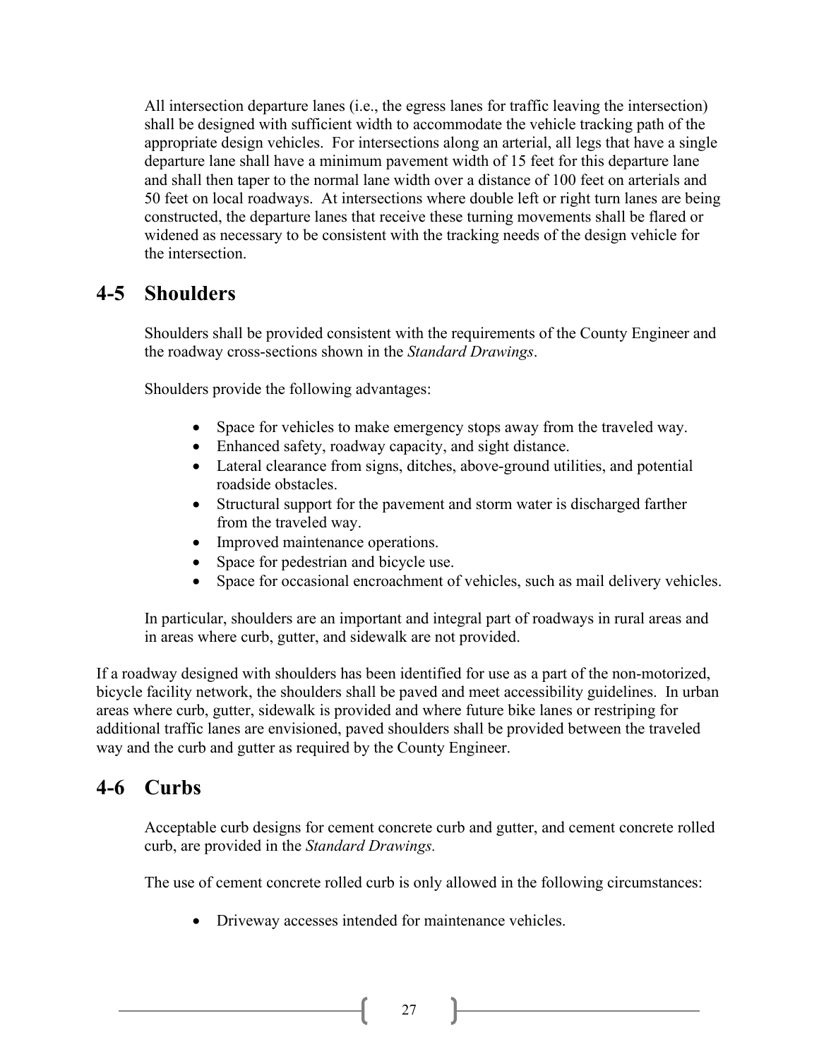All intersection departure lanes (i.e., the egress lanes for traffic leaving the intersection) shall be designed with sufficient width to accommodate the vehicle tracking path of the appropriate design vehicles. For intersections along an arterial, all legs that have a single departure lane shall have a minimum pavement width of 15 feet for this departure lane and shall then taper to the normal lane width over a distance of 100 feet on arterials and 50 feet on local roadways. At intersections where double left or right turn lanes are being constructed, the departure lanes that receive these turning movements shall be flared or widened as necessary to be consistent with the tracking needs of the design vehicle for the intersection.

## 4-5 Shoulders

Shoulders shall be provided consistent with the requirements of the County Engineer and the roadway cross-sections shown in the *Standard Drawings*.

Shoulders provide the following advantages:

- Space for vehicles to make emergency stops away from the traveled way.
- Enhanced safety, roadway capacity, and sight distance.
- Lateral clearance from signs, ditches, above-ground utilities, and potential roadside obstacles.
- Structural support for the pavement and storm water is discharged farther from the traveled way.
- Improved maintenance operations.
- Space for pedestrian and bicycle use.
- Space for occasional encroachment of vehicles, such as mail delivery vehicles.

In particular, shoulders are an important and integral part of roadways in rural areas and in areas where curb, gutter, and sidewalk are not provided.

If a roadway designed with shoulders has been identified for use as a part of the non-motorized, bicycle facility network, the shoulders shall be paved and meet accessibility guidelines. In urban areas where curb, gutter, sidewalk is provided and where future bike lanes or restriping for additional traffic lanes are envisioned, paved shoulders shall be provided between the traveled way and the curb and gutter as required by the County Engineer.

## 4-6 Curbs

Acceptable curb designs for cement concrete curb and gutter, and cement concrete rolled curb, are provided in the *Standard Drawings.*

The use of cement concrete rolled curb is only allowed in the following circumstances:

- Driveway accesses intended for maintenance vehicles.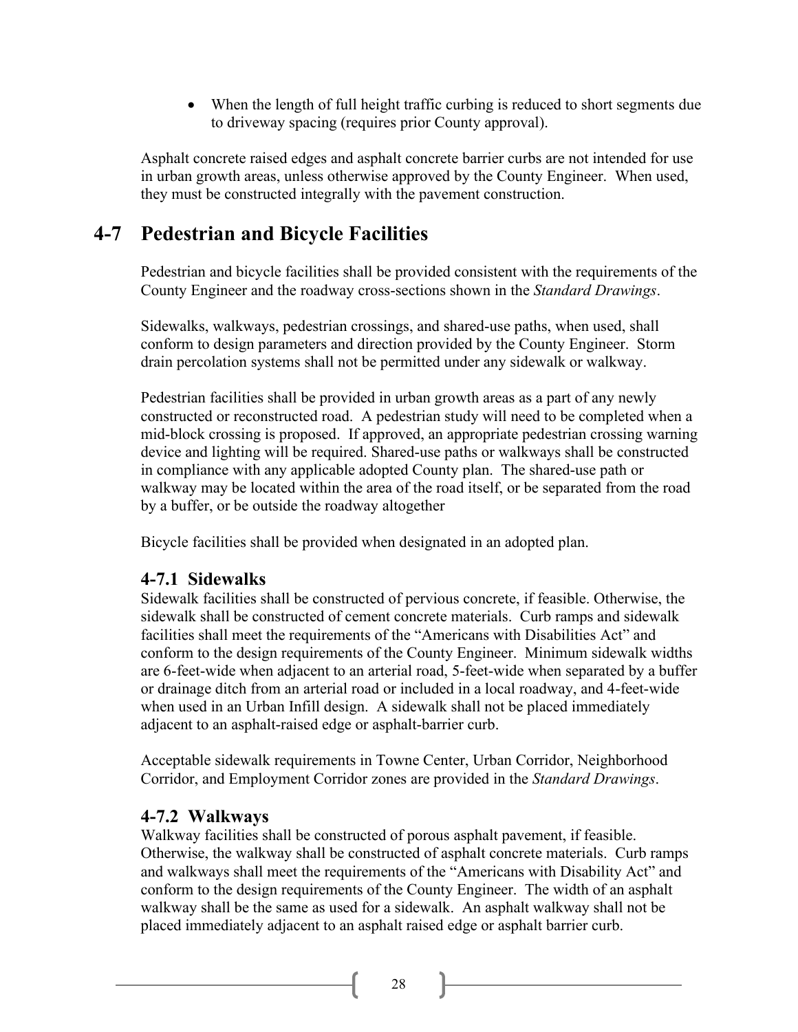- When the length of full height traffic curbing is reduced to short segments due to driveway spacing (requires prior County approval).

Asphalt concrete raised edges and asphalt concrete barrier curbs are not intended for use in urban growth areas, unless otherwise approved by the County Engineer. When used, they must be constructed integrally with the pavement construction.

## 4-7 Pedestrian and Bicycle Facilities

Pedestrian and bicycle facilities shall be provided consistent with the requirements of the County Engineer and the roadway cross-sections shown in the *Standard Drawings*.

Sidewalks, walkways, pedestrian crossings, and shared-use paths, when used, shall conform to design parameters and direction provided by the County Engineer. Storm drain percolation systems shall not be permitted under any sidewalk or walkway.

Pedestrian facilities shall be provided in urban growth areas as a part of any newly constructed or reconstructed road. A pedestrian study will need to be completed when a mid-block crossing is proposed. If approved, an appropriate pedestrian crossing warning device and lighting will be required. Shared-use paths or walkways shall be constructed in compliance with any applicable adopted County plan. The shared-use path or walkway may be located within the area of the road itself, or be separated from the road by a buffer, or be outside the roadway altogether

Bicycle facilities shall be provided when designated in an adopted plan.

### 4-7.1 Sidewalks

Sidewalk facilities shall be constructed of pervious concrete, if feasible. Otherwise, the sidewalk shall be constructed of cement concrete materials. Curb ramps and sidewalk facilities shall meet the requirements of the "Americans with Disabilities Act" and conform to the design requirements of the County Engineer. Minimum sidewalk widths are 6-feet-wide when adjacent to an arterial road, 5-feet-wide when separated by a buffer or drainage ditch from an arterial road or included in a local roadway, and 4-feet-wide when used in an Urban Infill design. A sidewalk shall not be placed immediately adjacent to an asphalt-raised edge or asphalt-barrier curb.

Acceptable sidewalk requirements in Towne Center, Urban Corridor, Neighborhood Corridor, and Employment Corridor zones are provided in the *Standard Drawings*.

### 4-7.2 Walkways

Walkway facilities shall be constructed of porous asphalt pavement, if feasible. Otherwise, the walkway shall be constructed of asphalt concrete materials. Curb ramps and walkways shall meet the requirements of the "Americans with Disability Act" and conform to the design requirements of the County Engineer. The width of an asphalt walkway shall be the same as used for a sidewalk. An asphalt walkway shall not be placed immediately adjacent to an asphalt raised edge or asphalt barrier curb.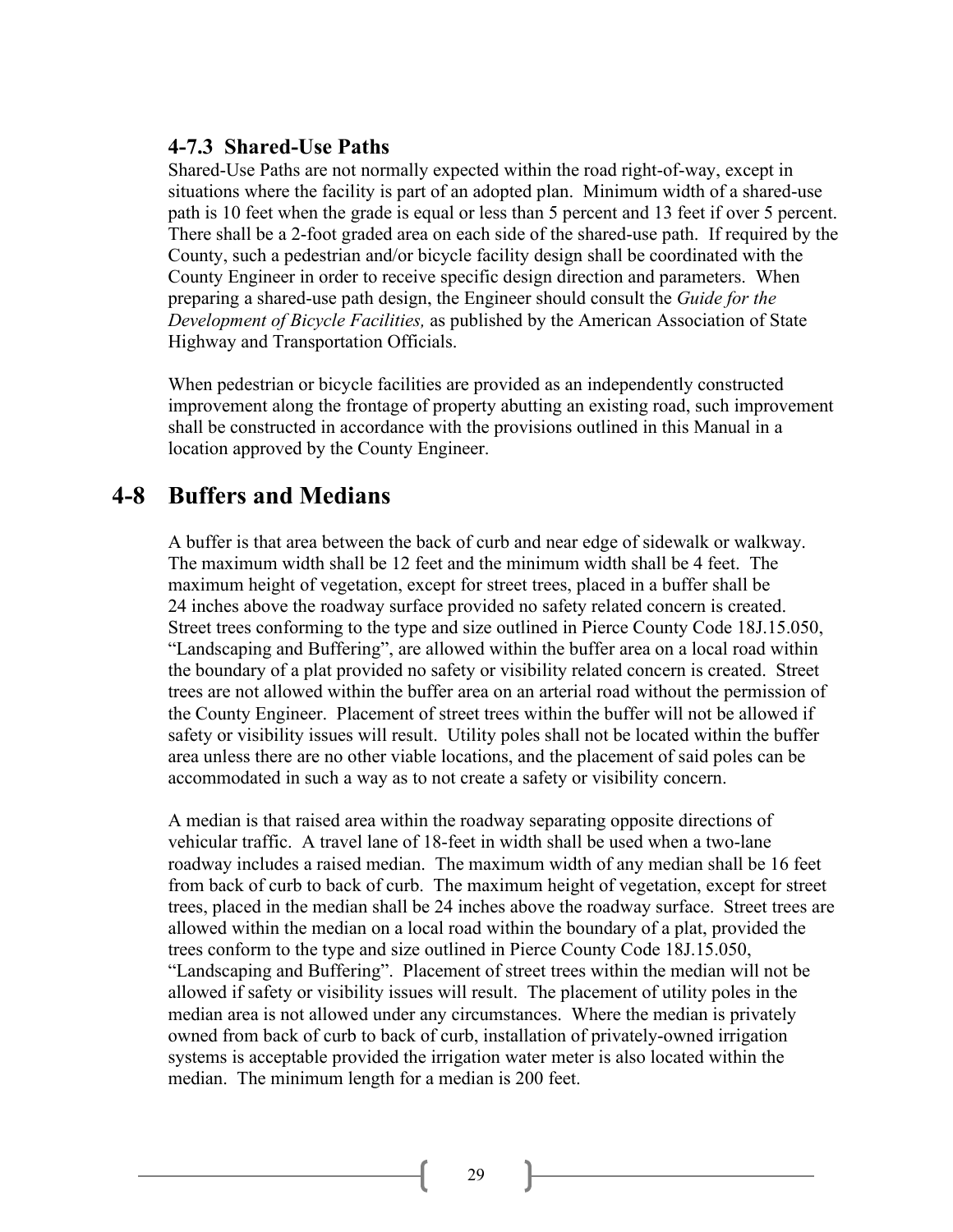### 4-7.3 Shared-Use Paths

Shared-Use Paths are not normally expected within the road right-of-way, except in situations where the facility is part of an adopted plan. Minimum width of a shared-use path is 10 feet when the grade is equal or less than 5 percent and 13 feet if over 5 percent. There shall be a 2-foot graded area on each side of the shared-use path. If required by the County, such a pedestrian and/or bicycle facility design shall be coordinated with the County Engineer in order to receive specific design direction and parameters. When preparing a shared-use path design, the Engineer should consult the *Guide for the Development of Bicycle Facilities,* as published by the American Association of State Highway and Transportation Officials.

When pedestrian or bicycle facilities are provided as an independently constructed improvement along the frontage of property abutting an existing road, such improvement shall be constructed in accordance with the provisions outlined in this Manual in a location approved by the County Engineer.

## 4-8 Buffers and Medians

A buffer is that area between the back of curb and near edge of sidewalk or walkway. The maximum width shall be 12 feet and the minimum width shall be 4 feet. The maximum height of vegetation, except for street trees, placed in a buffer shall be 24 inches above the roadway surface provided no safety related concern is created. Street trees conforming to the type and size outlined in Pierce County Code 18J.15.050, "Landscaping and Buffering", are allowed within the buffer area on a local road within the boundary of a plat provided no safety or visibility related concern is created. Street trees are not allowed within the buffer area on an arterial road without the permission of the County Engineer. Placement of street trees within the buffer will not be allowed if safety or visibility issues will result. Utility poles shall not be located within the buffer area unless there are no other viable locations, and the placement of said poles can be accommodated in such a way as to not create a safety or visibility concern.

A median is that raised area within the roadway separating opposite directions of vehicular traffic. A travel lane of 18-feet in width shall be used when a two-lane roadway includes a raised median. The maximum width of any median shall be 16 feet from back of curb to back of curb. The maximum height of vegetation, except for street trees, placed in the median shall be 24 inches above the roadway surface. Street trees are allowed within the median on a local road within the boundary of a plat, provided the trees conform to the type and size outlined in Pierce County Code 18J.15.050, "Landscaping and Buffering". Placement of street trees within the median will not be allowed if safety or visibility issues will result. The placement of utility poles in the median area is not allowed under any circumstances. Where the median is privately owned from back of curb to back of curb, installation of privately-owned irrigation systems is acceptable provided the irrigation water meter is also located within the median. The minimum length for a median is 200 feet.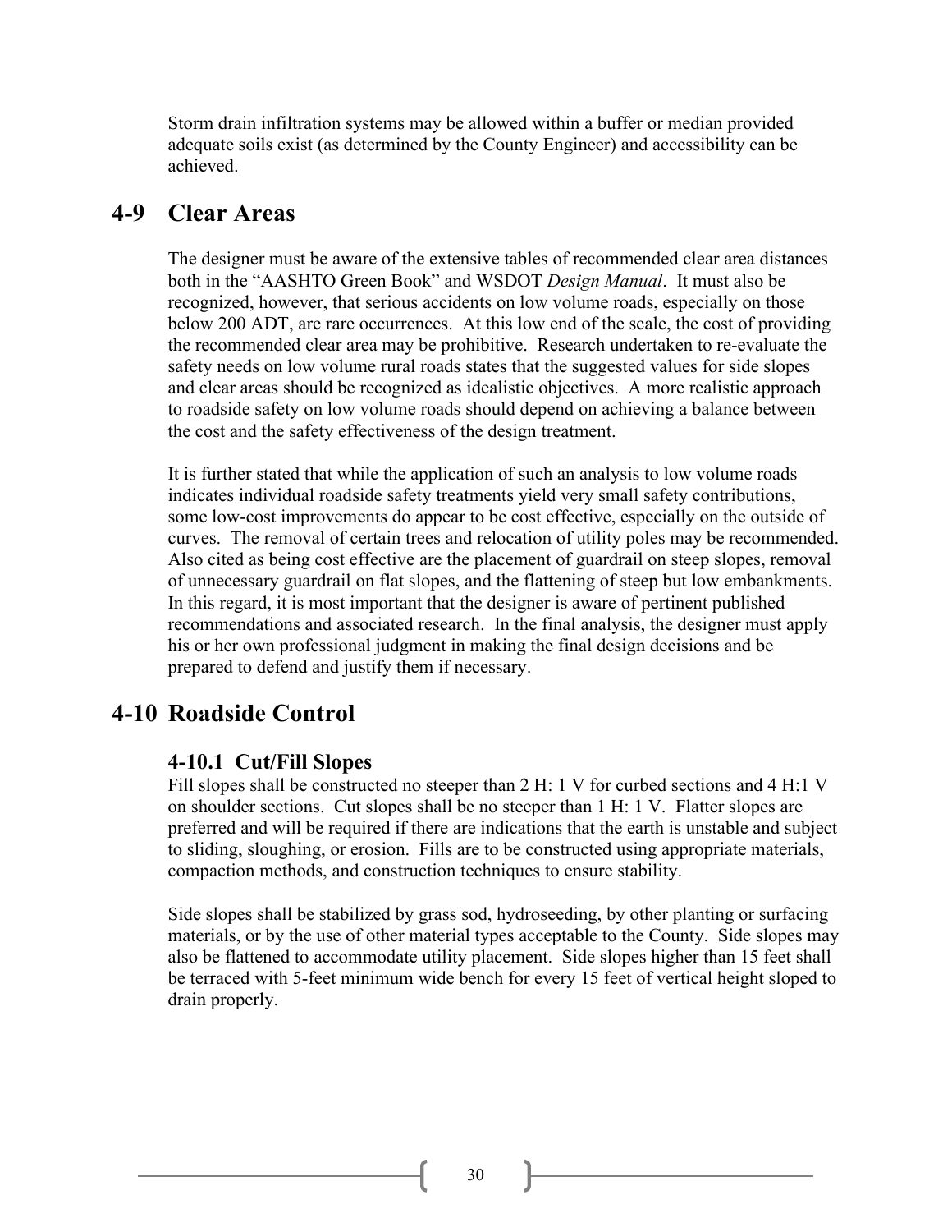Storm drain infiltration systems may be allowed within a buffer or median provided adequate soils exist (as determined by the County Engineer) and accessibility can be achieved.

## 4-9 Clear Areas

The designer must be aware of the extensive tables of recommended clear area distances both in the "AASHTO Green Book" and WSDOT *Design Manual*. It must also be recognized, however, that serious accidents on low volume roads, especially on those below 200 ADT, are rare occurrences. At this low end of the scale, the cost of providing the recommended clear area may be prohibitive. Research undertaken to re-evaluate the safety needs on low volume rural roads states that the suggested values for side slopes and clear areas should be recognized as idealistic objectives. A more realistic approach to roadside safety on low volume roads should depend on achieving a balance between the cost and the safety effectiveness of the design treatment.

It is further stated that while the application of such an analysis to low volume roads indicates individual roadside safety treatments yield very small safety contributions, some low-cost improvements do appear to be cost effective, especially on the outside of curves. The removal of certain trees and relocation of utility poles may be recommended. Also cited as being cost effective are the placement of guardrail on steep slopes, removal of unnecessary guardrail on flat slopes, and the flattening of steep but low embankments. In this regard, it is most important that the designer is aware of pertinent published recommendations and associated research. In the final analysis, the designer must apply his or her own professional judgment in making the final design decisions and be prepared to defend and justify them if necessary.

## 4-10 Roadside Control

### 4-10.1 Cut/Fill Slopes

Fill slopes shall be constructed no steeper than 2 H: 1 V for curbed sections and 4 H:1 V on shoulder sections. Cut slopes shall be no steeper than 1 H: 1 V. Flatter slopes are preferred and will be required if there are indications that the earth is unstable and subject to sliding, sloughing, or erosion. Fills are to be constructed using appropriate materials, compaction methods, and construction techniques to ensure stability.

Side slopes shall be stabilized by grass sod, hydroseeding, by other planting or surfacing materials, or by the use of other material types acceptable to the County. Side slopes may also be flattened to accommodate utility placement. Side slopes higher than 15 feet shall be terraced with 5-feet minimum wide bench for every 15 feet of vertical height sloped to drain properly.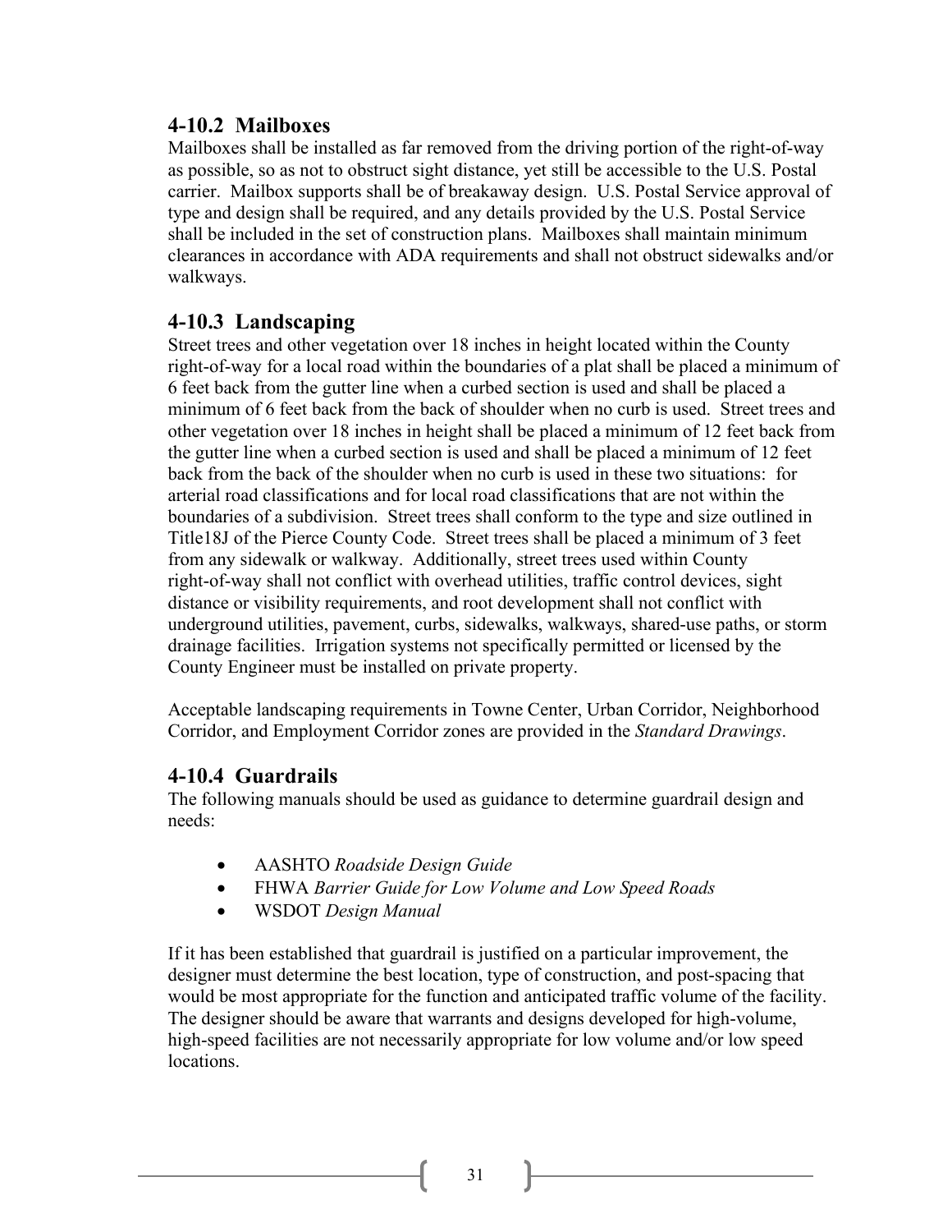## 4-10.2 Mailboxes

Mailboxes shall be installed as far removed from the driving portion of the right-of-way as possible, so as not to obstruct sight distance, yet still be accessible to the U.S. Postal carrier. Mailbox supports shall be of breakaway design. U.S. Postal Service approval of type and design shall be required, and any details provided by the U.S. Postal Service shall be included in the set of construction plans. Mailboxes shall maintain minimum clearances in accordance with ADA requirements and shall not obstruct sidewalks and/or walkways.

## 4-10.3 Landscaping

Street trees and other vegetation over 18 inches in height located within the County right-of-way for a local road within the boundaries of a plat shall be placed a minimum of 6 feet back from the gutter line when a curbed section is used and shall be placed a minimum of 6 feet back from the back of shoulder when no curb is used. Street trees and other vegetation over 18 inches in height shall be placed a minimum of 12 feet back from the gutter line when a curbed section is used and shall be placed a minimum of 12 feet back from the back of the shoulder when no curb is used in these two situations: for arterial road classifications and for local road classifications that are not within the boundaries of a subdivision. Street trees shall conform to the type and size outlined in Title18J of the Pierce County Code. Street trees shall be placed a minimum of 3 feet from any sidewalk or walkway. Additionally, street trees used within County right-of-way shall not conflict with overhead utilities, traffic control devices, sight distance or visibility requirements, and root development shall not conflict with underground utilities, pavement, curbs, sidewalks, walkways, shared-use paths, or storm drainage facilities. Irrigation systems not specifically permitted or licensed by the County Engineer must be installed on private property.

Acceptable landscaping requirements in Towne Center, Urban Corridor, Neighborhood Corridor, and Employment Corridor zones are provided in the *Standard Drawings*.

## 4-10.4 Guardrails

The following manuals should be used as guidance to determine guardrail design and needs:

- AASHTO *Roadside Design Guide*
- FHWA *Barrier Guide for Low Volume and Low Speed Roads*
- WSDOT *Design Manual*

If it has been established that guardrail is justified on a particular improvement, the designer must determine the best location, type of construction, and post-spacing that would be most appropriate for the function and anticipated traffic volume of the facility. The designer should be aware that warrants and designs developed for high-volume, high-speed facilities are not necessarily appropriate for low volume and/or low speed locations.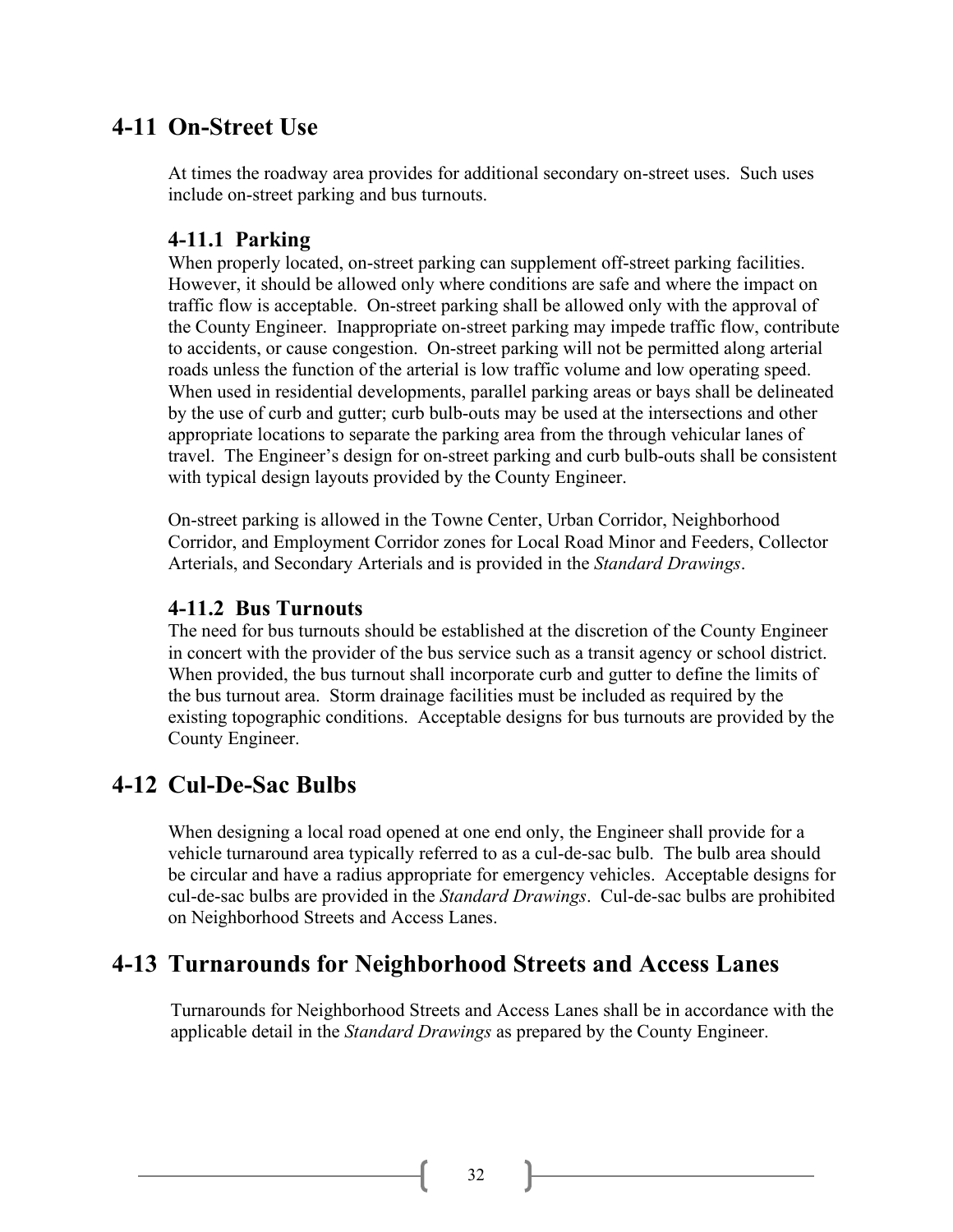## 4-11 On-Street Use

At times the roadway area provides for additional secondary on-street uses. Such uses include on-street parking and bus turnouts.

### 4-11.1 Parking

When properly located, on-street parking can supplement off-street parking facilities. However, it should be allowed only where conditions are safe and where the impact on traffic flow is acceptable. On-street parking shall be allowed only with the approval of the County Engineer. Inappropriate on-street parking may impede traffic flow, contribute to accidents, or cause congestion. On-street parking will not be permitted along arterial roads unless the function of the arterial is low traffic volume and low operating speed. When used in residential developments, parallel parking areas or bays shall be delineated by the use of curb and gutter; curb bulb-outs may be used at the intersections and other appropriate locations to separate the parking area from the through vehicular lanes of travel. The Engineer's design for on-street parking and curb bulb-outs shall be consistent with typical design layouts provided by the County Engineer.

On-street parking is allowed in the Towne Center, Urban Corridor, Neighborhood Corridor, and Employment Corridor zones for Local Road Minor and Feeders, Collector Arterials, and Secondary Arterials and is provided in the *Standard Drawings*.

### 4-11.2 Bus Turnouts

The need for bus turnouts should be established at the discretion of the County Engineer in concert with the provider of the bus service such as a transit agency or school district. When provided, the bus turnout shall incorporate curb and gutter to define the limits of the bus turnout area. Storm drainage facilities must be included as required by the existing topographic conditions. Acceptable designs for bus turnouts are provided by the County Engineer.

## 4-12 Cul-De-Sac Bulbs

When designing a local road opened at one end only, the Engineer shall provide for a vehicle turnaround area typically referred to as a cul-de-sac bulb. The bulb area should be circular and have a radius appropriate for emergency vehicles. Acceptable designs for cul-de-sac bulbs are provided in the *Standard Drawings*. Cul-de-sac bulbs are prohibited on Neighborhood Streets and Access Lanes.

## 4-13 Turnarounds for Neighborhood Streets and Access Lanes

Turnarounds for Neighborhood Streets and Access Lanes shall be in accordance with the applicable detail in the *Standard Drawings* as prepared by the County Engineer.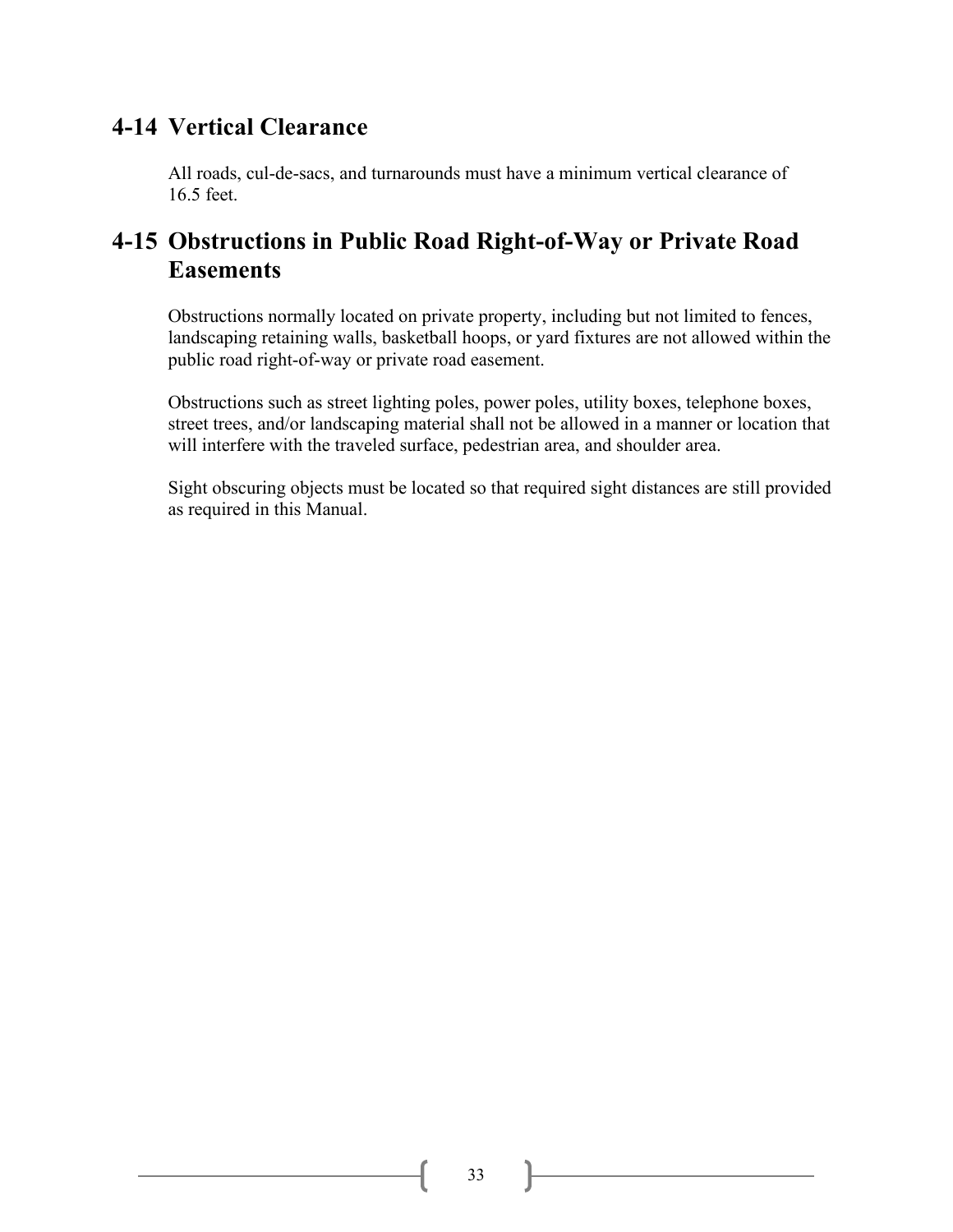## 4-14 Vertical Clearance

All roads, cul-de-sacs, and turnarounds must have a minimum vertical clearance of 16.5 feet.

## 4-15 Obstructions in Public Road Right-of-Way or Private Road Easements

Obstructions normally located on private property, including but not limited to fences, landscaping retaining walls, basketball hoops, or yard fixtures are not allowed within the public road right-of-way or private road easement.

Obstructions such as street lighting poles, power poles, utility boxes, telephone boxes, street trees, and/or landscaping material shall not be allowed in a manner or location that will interfere with the traveled surface, pedestrian area, and shoulder area.

Sight obscuring objects must be located so that required sight distances are still provided as required in this Manual.